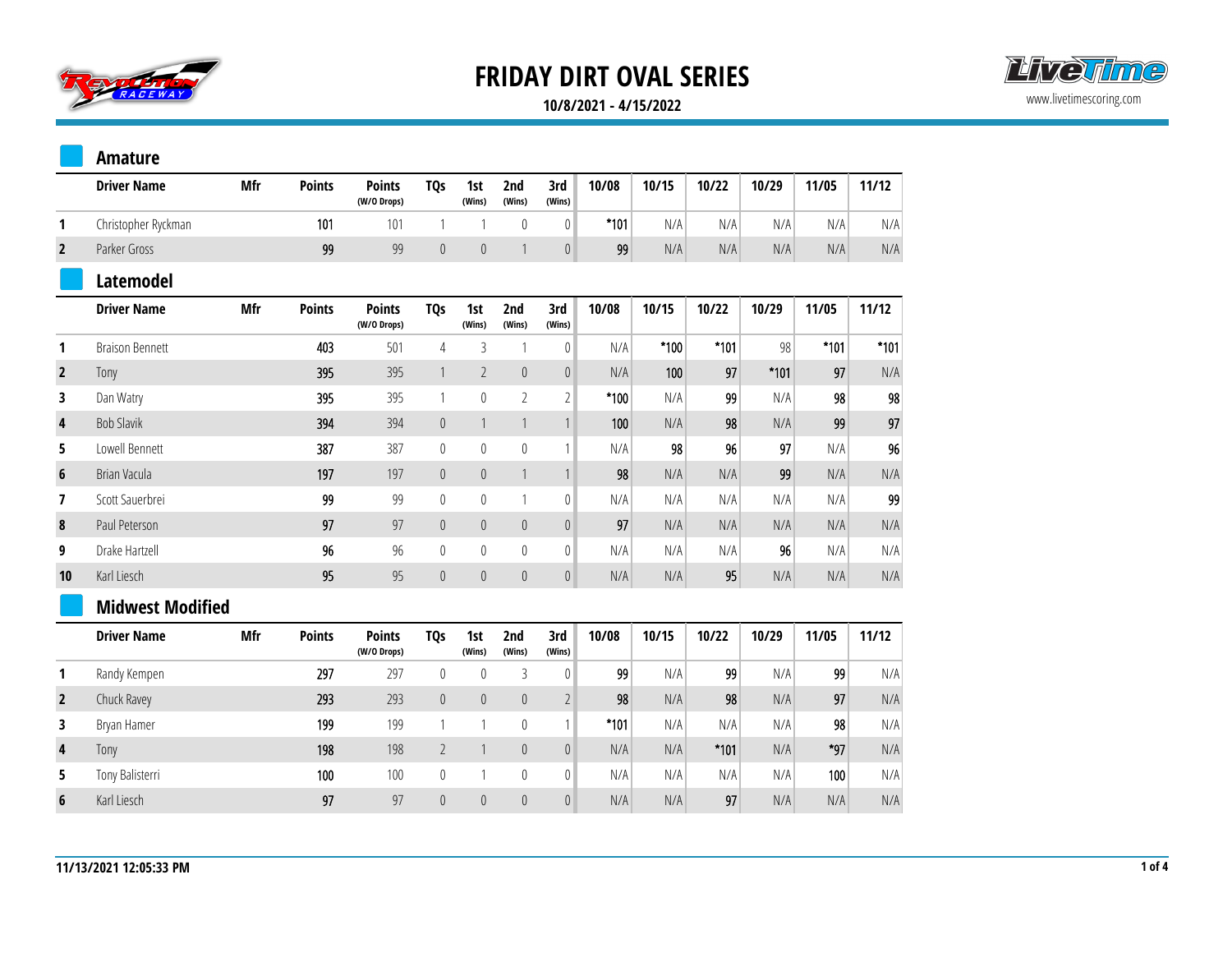# FRIDAY DIRT OVAL SERIES

**10/8/2021 - 4/15/2022**

www.livetimescoring.com

## Amature

| | Driver Name | Mfr | Points | Points (W/O Drops) | TQs | 1st (Wins) | 2nd (Wins) | 3rd (Wins) | 10/08 | 10/15 | 10/22 | 10/29 | 11/05 | 11/12 |
|---|---|---|---|---|---|---|---|---|---|---|---|---|---|---|
| 1 | Christopher Ryckman | | 101 | 101 | 1 | 1 | 0 | 0 | *101 | N/A | N/A | N/A | N/A | N/A |
| 2 | Parker Gross | | 99 | 99 | 0 | 0 | 1 | 0 | 99 | N/A | N/A | N/A | N/A | N/A |

## Latemodel

| | Driver Name | Mfr | Points | Points (W/O Drops) | TQs | 1st (Wins) | 2nd (Wins) | 3rd (Wins) | 10/08 | 10/15 | 10/22 | 10/29 | 11/05 | 11/12 |
|---|---|---|---|---|---|---|---|---|---|---|---|---|---|---|
| 1 | Braison Bennett | | 403 | 501 | 4 | 3 | 1 | 0 | N/A | *100 | *101 | 98 | *101 | *101 |
| 2 | Tony | | 395 | 395 | 1 | 2 | 0 | 0 | N/A | 100 | 97 | *101 | 97 | N/A |
| 3 | Dan Watry | | 395 | 395 | 1 | 0 | 2 | 2 | *100 | N/A | 99 | N/A | 98 | 98 |
| 4 | Bob Slavik | | 394 | 394 | 0 | 1 | 1 | 1 | 100 | N/A | 98 | N/A | 99 | 97 |
| 5 | Lowell Bennett | | 387 | 387 | 0 | 0 | 0 | 1 | N/A | 98 | 96 | 97 | N/A | 96 |
| 6 | Brian Vacula | | 197 | 197 | 0 | 0 | 1 | 1 | 98 | N/A | N/A | 99 | N/A | N/A |
| 7 | Scott Sauerbrei | | 99 | 99 | 0 | 0 | 1 | 0 | N/A | N/A | N/A | N/A | N/A | 99 |
| 8 | Paul Peterson | | 97 | 97 | 0 | 0 | 0 | 0 | 97 | N/A | N/A | N/A | N/A | N/A |
| 9 | Drake Hartzell | | 96 | 96 | 0 | 0 | 0 | 0 | N/A | N/A | N/A | 96 | N/A | N/A |
| 10 | Karl Liesch | | 95 | 95 | 0 | 0 | 0 | 0 | N/A | N/A | 95 | N/A | N/A | N/A |

## Midwest Modified

| | Driver Name | Mfr | Points | Points (W/O Drops) | TQs | 1st (Wins) | 2nd (Wins) | 3rd (Wins) | 10/08 | 10/15 | 10/22 | 10/29 | 11/05 | 11/12 |
|---|---|---|---|---|---|---|---|---|---|---|---|---|---|---|
| 1 | Randy Kempen | | 297 | 297 | 0 | 0 | 3 | 0 | 99 | N/A | 99 | N/A | 99 | N/A |
| 2 | Chuck Ravey | | 293 | 293 | 0 | 0 | 0 | 2 | 98 | N/A | 98 | N/A | 97 | N/A |
| 3 | Bryan Hamer | | 199 | 199 | 1 | 1 | 0 | 1 | *101 | N/A | N/A | N/A | 98 | N/A |
| 4 | Tony | | 198 | 198 | 2 | 1 | 0 | 0 | N/A | N/A | *101 | N/A | *97 | N/A |
| 5 | Tony Balisterri | | 100 | 100 | 0 | 1 | 0 | 0 | N/A | N/A | N/A | N/A | 100 | N/A |
| 6 | Karl Liesch | | 97 | 97 | 0 | 0 | 0 | 0 | N/A | N/A | 97 | N/A | N/A | N/A |

**11/13/2021 12:05:33 PM**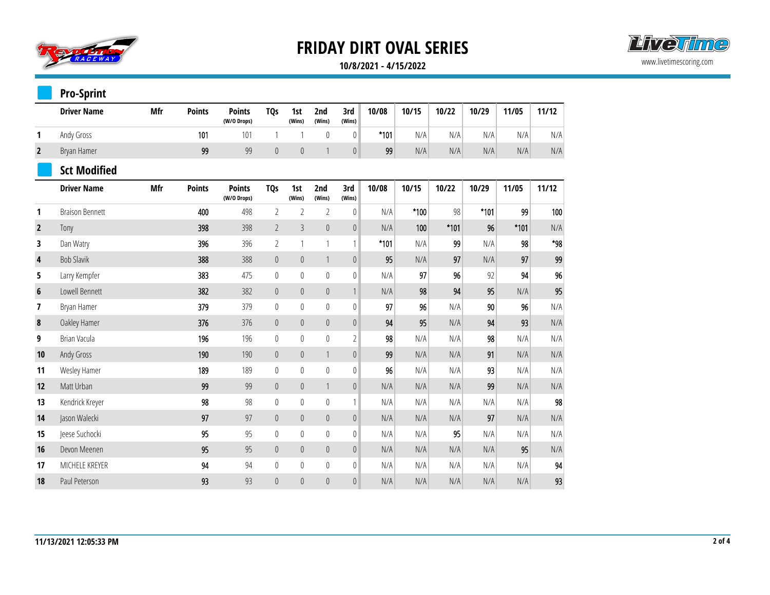# FRIDAY DIRT OVAL SERIES

**10/8/2021 - 4/15/2022**

## Pro-Sprint

| | Driver Name | Mfr | Points | Points (W/O Drops) | TQs | 1st (Wins) | 2nd (Wins) | 3rd (Wins) | 10/08 | 10/15 | 10/22 | 10/29 | 11/05 | 11/12 |
|---|---|---|---|---|---|---|---|---|---|---|---|---|---|---|
| 1 | Andy Gross | | 101 | 101 | 1 | 1 | 0 | 0 | *101 | N/A | N/A | N/A | N/A | N/A |
| 2 | Bryan Hamer | | 99 | 99 | 0 | 0 | 1 | 0 | 99 | N/A | N/A | N/A | N/A | N/A |

## Sct Modified

| | Driver Name | Mfr | Points | Points (W/O Drops) | TQs | 1st (Wins) | 2nd (Wins) | 3rd (Wins) | 10/08 | 10/15 | 10/22 | 10/29 | 11/05 | 11/12 |
|---|---|---|---|---|---|---|---|---|---|---|---|---|---|---|
| 1 | Braison Bennett | | 400 | 498 | 2 | 2 | 2 | 0 | N/A | *100 | 98 | *101 | 99 | 100 |
| 2 | Tony | | 398 | 398 | 2 | 3 | 0 | 0 | N/A | 100 | *101 | 96 | *101 | N/A |
| 3 | Dan Watry | | 396 | 396 | 2 | 1 | 1 | 1 | *101 | N/A | 99 | N/A | 98 | *98 |
| 4 | Bob Slavik | | 388 | 388 | 0 | 0 | 1 | 0 | 95 | N/A | 97 | N/A | 97 | 99 |
| 5 | Larry Kempfer | | 383 | 475 | 0 | 0 | 0 | 0 | N/A | 97 | 96 | 92 | 94 | 96 |
| 6 | Lowell Bennett | | 382 | 382 | 0 | 0 | 0 | 1 | N/A | 98 | 94 | 95 | N/A | 95 |
| 7 | Bryan Hamer | | 379 | 379 | 0 | 0 | 0 | 0 | 97 | 96 | N/A | 90 | 96 | N/A |
| 8 | Oakley Hamer | | 376 | 376 | 0 | 0 | 0 | 0 | 94 | 95 | N/A | 94 | 93 | N/A |
| 9 | Brian Vacula | | 196 | 196 | 0 | 0 | 0 | 2 | 98 | N/A | N/A | 98 | N/A | N/A |
| 10 | Andy Gross | | 190 | 190 | 0 | 0 | 1 | 0 | 99 | N/A | N/A | 91 | N/A | N/A |
| 11 | Wesley Hamer | | 189 | 189 | 0 | 0 | 0 | 0 | 96 | N/A | N/A | 93 | N/A | N/A |
| 12 | Matt Urban | | 99 | 99 | 0 | 0 | 1 | 0 | N/A | N/A | N/A | 99 | N/A | N/A |
| 13 | Kendrick Kreyer | | 98 | 98 | 0 | 0 | 0 | 1 | N/A | N/A | N/A | N/A | N/A | 98 |
| 14 | Jason Walecki | | 97 | 97 | 0 | 0 | 0 | 0 | N/A | N/A | N/A | 97 | N/A | N/A |
| 15 | Jeese Suchocki | | 95 | 95 | 0 | 0 | 0 | 0 | N/A | N/A | 95 | N/A | N/A | N/A |
| 16 | Devon Meenen | | 95 | 95 | 0 | 0 | 0 | 0 | N/A | N/A | N/A | N/A | 95 | N/A |
| 17 | MICHELE KREYER | | 94 | 94 | 0 | 0 | 0 | 0 | N/A | N/A | N/A | N/A | N/A | 94 |
| 18 | Paul Peterson | | 93 | 93 | 0 | 0 | 0 | 0 | N/A | N/A | N/A | N/A | N/A | 93 |

11/13/2021 12:05:33 PM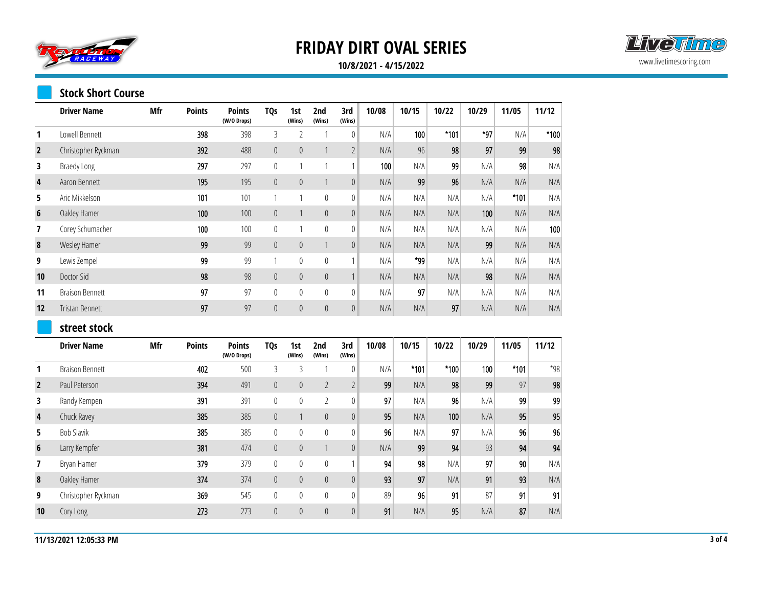# FRIDAY DIRT OVAL SERIES

**10/8/2021 - 4/15/2022**

www.livetimescoring.com

## Stock Short Course

| | Driver Name | Mfr | Points | Points (W/O Drops) | TQs | 1st (Wins) | 2nd (Wins) | 3rd (Wins) | 10/08 | 10/15 | 10/22 | 10/29 | 11/05 | 11/12 |
|---|---|---|---|---|---|---|---|---|---|---|---|---|---|---|
| 1 | Lowell Bennett | | 398 | 398 | 3 | 2 | 1 | 0 | N/A | 100 | *101 | *97 | N/A | *100 |
| 2 | Christopher Ryckman | | 392 | 488 | 0 | 0 | 1 | 2 | N/A | 96 | 98 | 97 | 99 | 98 |
| 3 | Braedy Long | | 297 | 297 | 0 | 1 | 1 | 1 | 100 | N/A | 99 | N/A | 98 | N/A |
| 4 | Aaron Bennett | | 195 | 195 | 0 | 0 | 1 | 0 | N/A | 99 | 96 | N/A | N/A | N/A |
| 5 | Aric Mikkelson | | 101 | 101 | 1 | 1 | 0 | 0 | N/A | N/A | N/A | N/A | *101 | N/A |
| 6 | Oakley Hamer | | 100 | 100 | 0 | 1 | 0 | 0 | N/A | N/A | N/A | 100 | N/A | N/A |
| 7 | Corey Schumacher | | 100 | 100 | 0 | 1 | 0 | 0 | N/A | N/A | N/A | N/A | N/A | 100 |
| 8 | Wesley Hamer | | 99 | 99 | 0 | 0 | 1 | 0 | N/A | N/A | N/A | 99 | N/A | N/A |
| 9 | Lewis Zempel | | 99 | 99 | 1 | 0 | 0 | 1 | N/A | *99 | N/A | N/A | N/A | N/A |
| 10 | Doctor Sid | | 98 | 98 | 0 | 0 | 0 | 1 | N/A | N/A | N/A | 98 | N/A | N/A |
| 11 | Braison Bennett | | 97 | 97 | 0 | 0 | 0 | 0 | N/A | 97 | N/A | N/A | N/A | N/A |
| 12 | Tristan Bennett | | 97 | 97 | 0 | 0 | 0 | 0 | N/A | N/A | 97 | N/A | N/A | N/A |

## street stock

| | Driver Name | Mfr | Points | Points (W/O Drops) | TQs | 1st (Wins) | 2nd (Wins) | 3rd (Wins) | 10/08 | 10/15 | 10/22 | 10/29 | 11/05 | 11/12 |
|---|---|---|---|---|---|---|---|---|---|---|---|---|---|---|
| 1 | Braison Bennett | | 402 | 500 | 3 | 3 | 1 | 0 | N/A | *101 | *100 | 100 | *101 | *98 |
| 2 | Paul Peterson | | 394 | 491 | 0 | 0 | 2 | 2 | 99 | N/A | 98 | 99 | 97 | 98 |
| 3 | Randy Kempen | | 391 | 391 | 0 | 0 | 2 | 0 | 97 | N/A | 96 | N/A | 99 | 99 |
| 4 | Chuck Ravey | | 385 | 385 | 0 | 1 | 0 | 0 | 95 | N/A | 100 | N/A | 95 | 95 |
| 5 | Bob Slavik | | 385 | 385 | 0 | 0 | 0 | 0 | 96 | N/A | 97 | N/A | 96 | 96 |
| 6 | Larry Kempfer | | 381 | 474 | 0 | 0 | 1 | 0 | N/A | 99 | 94 | 93 | 94 | 94 |
| 7 | Bryan Hamer | | 379 | 379 | 0 | 0 | 0 | 1 | 94 | 98 | N/A | 97 | 90 | N/A |
| 8 | Oakley Hamer | | 374 | 374 | 0 | 0 | 0 | 0 | 93 | 97 | N/A | 91 | 93 | N/A |
| 9 | Christopher Ryckman | | 369 | 545 | 0 | 0 | 0 | 0 | 89 | 96 | 91 | 87 | 91 | 91 |
| 10 | Cory Long | | 273 | 273 | 0 | 0 | 0 | 0 | 91 | N/A | 95 | N/A | 87 | N/A |

11/13/2021 12:05:33 PM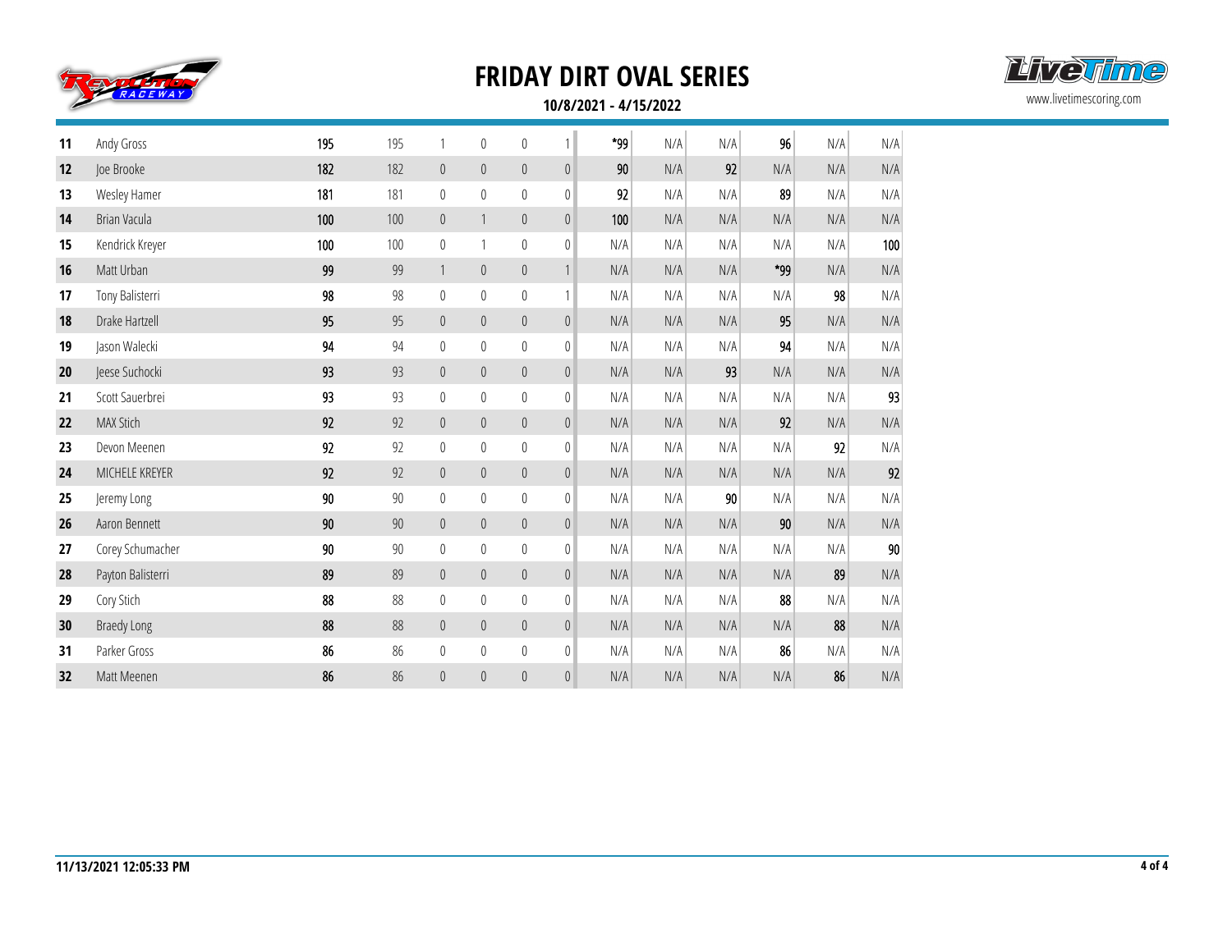# FRIDAY DIRT OVAL SERIES

**10/8/2021 - 4/15/2022**

| | | | | | | | | | | | | | |
|---|---|---|---|---|---|---|---|---|---|---|---|---|---|
| **11** | Andy Gross | **195** | 195 | 1 | 0 | 0 | 1 | ***99** | N/A | N/A | **96** | N/A | N/A |
| **12** | Joe Brooke | **182** | 182 | 0 | 0 | 0 | 0 | **90** | N/A | **92** | N/A | N/A | N/A |
| **13** | Wesley Hamer | **181** | 181 | 0 | 0 | 0 | 0 | **92** | N/A | N/A | **89** | N/A | N/A |
| **14** | Brian Vacula | **100** | 100 | 0 | 1 | 0 | 0 | **100** | N/A | N/A | N/A | N/A | N/A |
| **15** | Kendrick Kreyer | **100** | 100 | 0 | 1 | 0 | 0 | N/A | N/A | N/A | N/A | N/A | **100** |
| **16** | Matt Urban | **99** | 99 | 1 | 0 | 0 | 1 | N/A | N/A | N/A | ***99** | N/A | N/A |
| **17** | Tony Balisterri | **98** | 98 | 0 | 0 | 0 | 1 | N/A | N/A | N/A | N/A | **98** | N/A |
| **18** | Drake Hartzell | **95** | 95 | 0 | 0 | 0 | 0 | N/A | N/A | N/A | **95** | N/A | N/A |
| **19** | Jason Walecki | **94** | 94 | 0 | 0 | 0 | 0 | N/A | N/A | N/A | **94** | N/A | N/A |
| **20** | Jeese Suchocki | **93** | 93 | 0 | 0 | 0 | 0 | N/A | N/A | **93** | N/A | N/A | N/A |
| **21** | Scott Sauerbrei | **93** | 93 | 0 | 0 | 0 | 0 | N/A | N/A | N/A | N/A | N/A | **93** |
| **22** | MAX Stich | **92** | 92 | 0 | 0 | 0 | 0 | N/A | N/A | N/A | **92** | N/A | N/A |
| **23** | Devon Meenen | **92** | 92 | 0 | 0 | 0 | 0 | N/A | N/A | N/A | N/A | **92** | N/A |
| **24** | MICHELE KREYER | **92** | 92 | 0 | 0 | 0 | 0 | N/A | N/A | N/A | N/A | N/A | **92** |
| **25** | Jeremy Long | **90** | 90 | 0 | 0 | 0 | 0 | N/A | N/A | **90** | N/A | N/A | N/A |
| **26** | Aaron Bennett | **90** | 90 | 0 | 0 | 0 | 0 | N/A | N/A | N/A | **90** | N/A | N/A |
| **27** | Corey Schumacher | **90** | 90 | 0 | 0 | 0 | 0 | N/A | N/A | N/A | N/A | N/A | **90** |
| **28** | Payton Balisterri | **89** | 89 | 0 | 0 | 0 | 0 | N/A | N/A | N/A | N/A | **89** | N/A |
| **29** | Cory Stich | **88** | 88 | 0 | 0 | 0 | 0 | N/A | N/A | N/A | **88** | N/A | N/A |
| **30** | Braedy Long | **88** | 88 | 0 | 0 | 0 | 0 | N/A | N/A | N/A | N/A | **88** | N/A |
| **31** | Parker Gross | **86** | 86 | 0 | 0 | 0 | 0 | N/A | N/A | N/A | **86** | N/A | N/A |
| **32** | Matt Meenen | **86** | 86 | 0 | 0 | 0 | 0 | N/A | N/A | N/A | N/A | **86** | N/A |

**11/13/2021 12:05:33 PM**